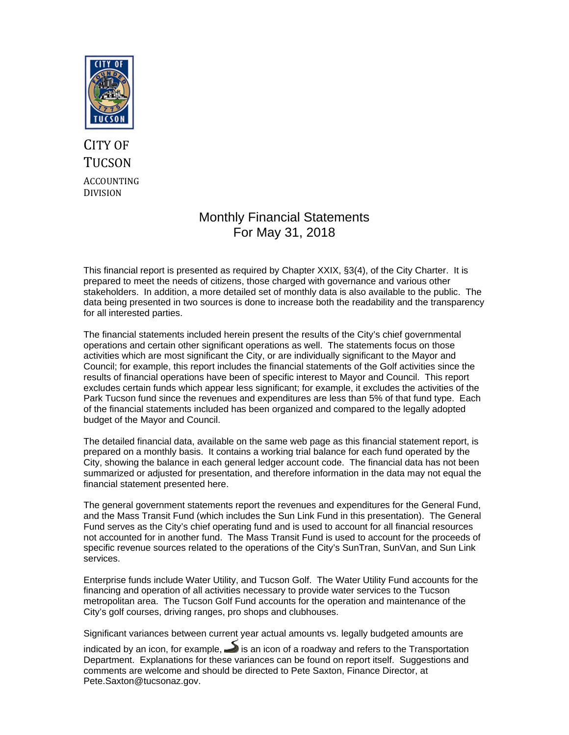CITY OF TUCSON

ACCOUNTING DIVISION

# Monthly Financial Statements
# For May 31, 2018

This financial report is presented as required by Chapter XXIX, §3(4), of the City Charter. It is prepared to meet the needs of citizens, those charged with governance and various other stakeholders. In addition, a more detailed set of monthly data is also available to the public. The data being presented in two sources is done to increase both the readability and the transparency for all interested parties.

The financial statements included herein present the results of the City's chief governmental operations and certain other significant operations as well. The statements focus on those activities which are most significant the City, or are individually significant to the Mayor and Council; for example, this report includes the financial statements of the Golf activities since the results of financial operations have been of specific interest to Mayor and Council. This report excludes certain funds which appear less significant; for example, it excludes the activities of the Park Tucson fund since the revenues and expenditures are less than 5% of that fund type. Each of the financial statements included has been organized and compared to the legally adopted budget of the Mayor and Council.

The detailed financial data, available on the same web page as this financial statement report, is prepared on a monthly basis. It contains a working trial balance for each fund operated by the City, showing the balance in each general ledger account code. The financial data has not been summarized or adjusted for presentation, and therefore information in the data may not equal the financial statement presented here.

The general government statements report the revenues and expenditures for the General Fund, and the Mass Transit Fund (which includes the Sun Link Fund in this presentation). The General Fund serves as the City's chief operating fund and is used to account for all financial resources not accounted for in another fund. The Mass Transit Fund is used to account for the proceeds of specific revenue sources related to the operations of the City's SunTran, SunVan, and Sun Link services.

Enterprise funds include Water Utility, and Tucson Golf. The Water Utility Fund accounts for the financing and operation of all activities necessary to provide water services to the Tucson metropolitan area. The Tucson Golf Fund accounts for the operation and maintenance of the City's golf courses, driving ranges, pro shops and clubhouses.

Significant variances between current year actual amounts vs. legally budgeted amounts are indicated by an icon, for example, is an icon of a roadway and refers to the Transportation Department. Explanations for these variances can be found on report itself. Suggestions and comments are welcome and should be directed to Pete Saxton, Finance Director, at Pete.Saxton@tucsonaz.gov.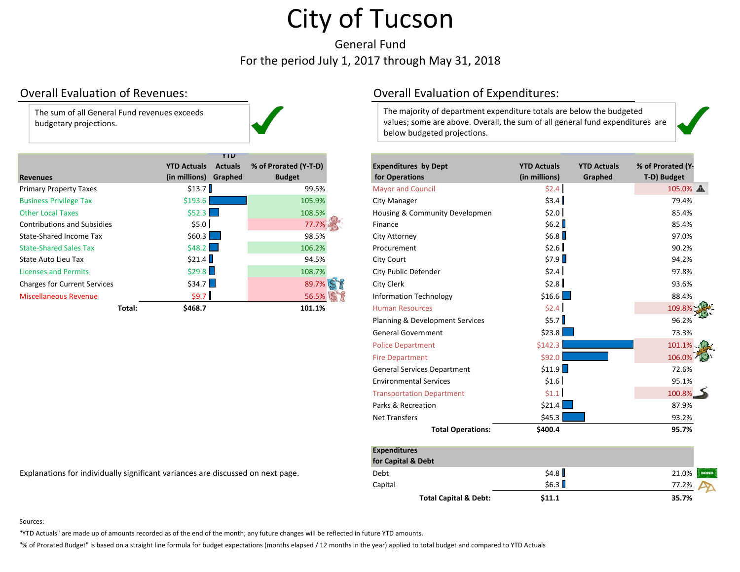# City of Tucson

General Fund

For the period July 1, 2017 through May 31, 2018

## Overall Evaluation of Revenues:

The sum of all General Fund revenues exceeds budgetary projections.

| Revenues | YTD Actuals (in millions) | YTD Actuals Graphed | % of Prorated (Y-T-D) Budget |
|---|---|---|---|
| Primary Property Taxes | $13.7 | | 99.5% |
| Business Privilege Tax | $193.6 | | 105.9% |
| Other Local Taxes | $52.3 | | 108.5% |
| Contributions and Subsidies | $5.0 | | 77.7% |
| State-Shared Income Tax | $60.3 | | 98.5% |
| State-Shared Sales Tax | $48.2 | | 106.2% |
| State Auto Lieu Tax | $21.4 | | 94.5% |
| Licenses and Permits | $29.8 | | 108.7% |
| Charges for Current Services | $34.7 | | 89.7% |
| Miscellaneous Revenue | $9.7 | | 56.5% |
| **Total:** | **$468.7** | | **101.1%** |

Explanations for individually significant variances are discussed on next page.

## Overall Evaluation of Expenditures:

The majority of department expenditure totals are below the budgeted values; some are above. Overall, the sum of all general fund expenditures are below budgeted projections.

| Expenditures by Dept for Operations | YTD Actuals (in millions) | YTD Actuals Graphed | % of Prorated (Y-T-D) Budget |
|---|---|---|---|
| Mayor and Council | $2.4 | | 105.0% |
| City Manager | $3.4 | | 79.4% |
| Housing & Community Developmen | $2.0 | | 85.4% |
| Finance | $6.2 | | 85.4% |
| City Attorney | $6.8 | | 97.0% |
| Procurement | $2.6 | | 90.2% |
| City Court | $7.9 | | 94.2% |
| City Public Defender | $2.4 | | 97.8% |
| City Clerk | $2.8 | | 93.6% |
| Information Technology | $16.6 | | 88.4% |
| Human Resources | $2.4 | | 109.8% |
| Planning & Development Services | $5.7 | | 96.2% |
| General Government | $23.8 | | 73.3% |
| Police Department | $142.3 | | 101.1% |
| Fire Department | $92.0 | | 106.0% |
| General Services Department | $11.9 | | 72.6% |
| Environmental Services | $1.6 | | 95.1% |
| Transportation Department | $1.1 | | 100.8% |
| Parks & Recreation | $21.4 | | 87.9% |
| Net Transfers | $45.3 | | 93.2% |
| **Total Operations:** | **$400.4** | | **95.7%** |

| Expenditures for Capital & Debt | YTD Actuals (in millions) | YTD Actuals Graphed | % of Prorated (Y-T-D) Budget |
|---|---|---|---|
| Debt | $4.8 | | 21.0% |
| Capital | $6.3 | | 77.2% |
| **Total Capital & Debt:** | **$11.1** | | **35.7%** |

Sources:

"YTD Actuals" are made up of amounts recorded as of the end of the month; any future changes will be reflected in future YTD amounts.

"% of Prorated Budget" is based on a straight line formula for budget expectations (months elapsed / 12 months in the year) applied to total budget and compared to YTD Actuals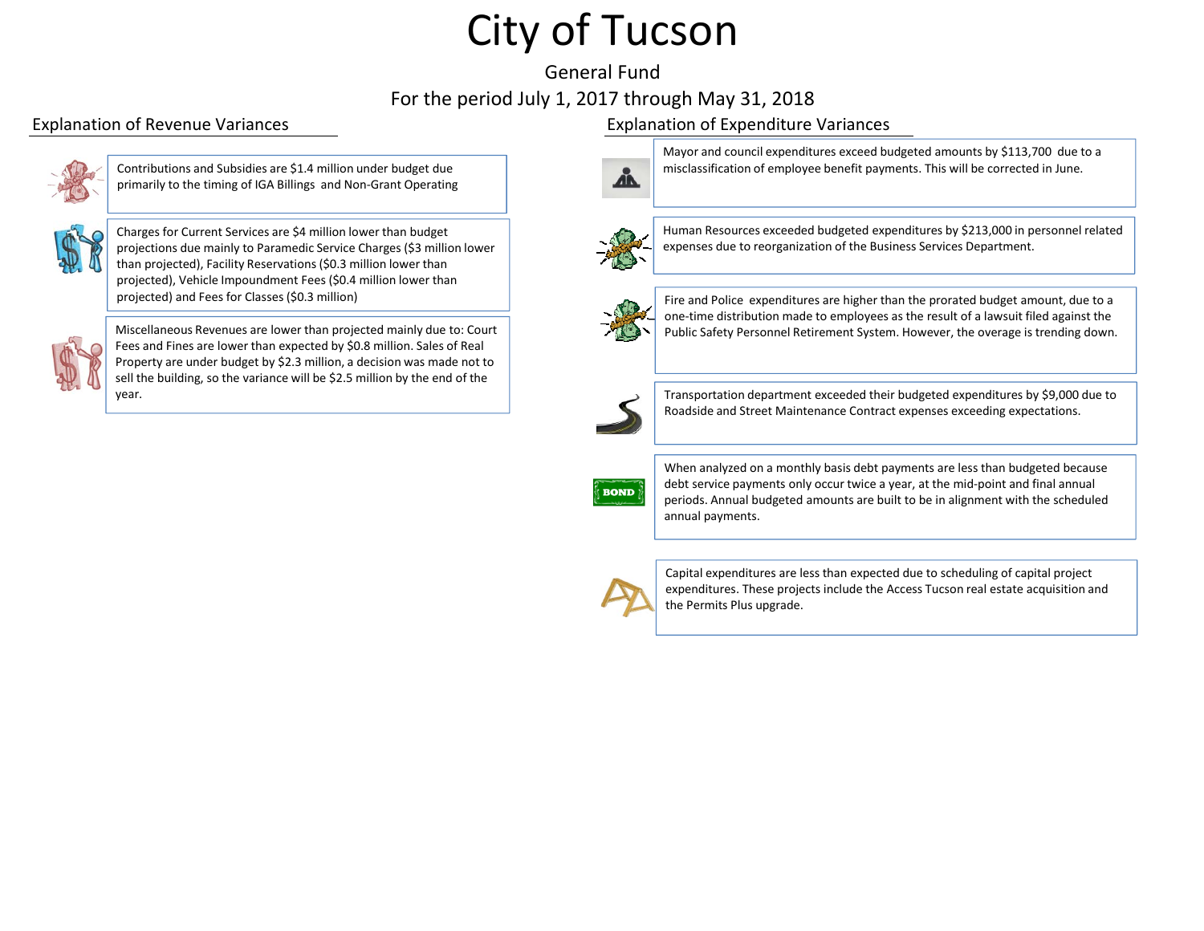# City of Tucson

General Fund

For the period July 1, 2017 through May 31, 2018

## Explanation of Revenue Variances

Contributions and Subsidies are $1.4 million under budget due primarily to the timing of IGA Billings and Non-Grant Operating

Charges for Current Services are $4 million lower than budget projections due mainly to Paramedic Service Charges ($3 million lower than projected), Facility Reservations ($0.3 million lower than projected), Vehicle Impoundment Fees ($0.4 million lower than projected) and Fees for Classes ($0.3 million)

Miscellaneous Revenues are lower than projected mainly due to: Court Fees and Fines are lower than expected by $0.8 million. Sales of Real Property are under budget by $2.3 million, a decision was made not to sell the building, so the variance will be $2.5 million by the end of the year.

## Explanation of Expenditure Variances

Mayor and council expenditures exceed budgeted amounts by $113,700 due to a misclassification of employee benefit payments. This will be corrected in June.

Human Resources exceeded budgeted expenditures by $213,000 in personnel related expenses due to reorganization of the Business Services Department.

Fire and Police expenditures are higher than the prorated budget amount, due to a one-time distribution made to employees as the result of a lawsuit filed against the Public Safety Personnel Retirement System. However, the overage is trending down.

Transportation department exceeded their budgeted expenditures by $9,000 due to Roadside and Street Maintenance Contract expenses exceeding expectations.

When analyzed on a monthly basis debt payments are less than budgeted because debt service payments only occur twice a year, at the mid-point and final annual periods. Annual budgeted amounts are built to be in alignment with the scheduled annual payments.

Capital expenditures are less than expected due to scheduling of capital project expenditures. These projects include the Access Tucson real estate acquisition and the Permits Plus upgrade.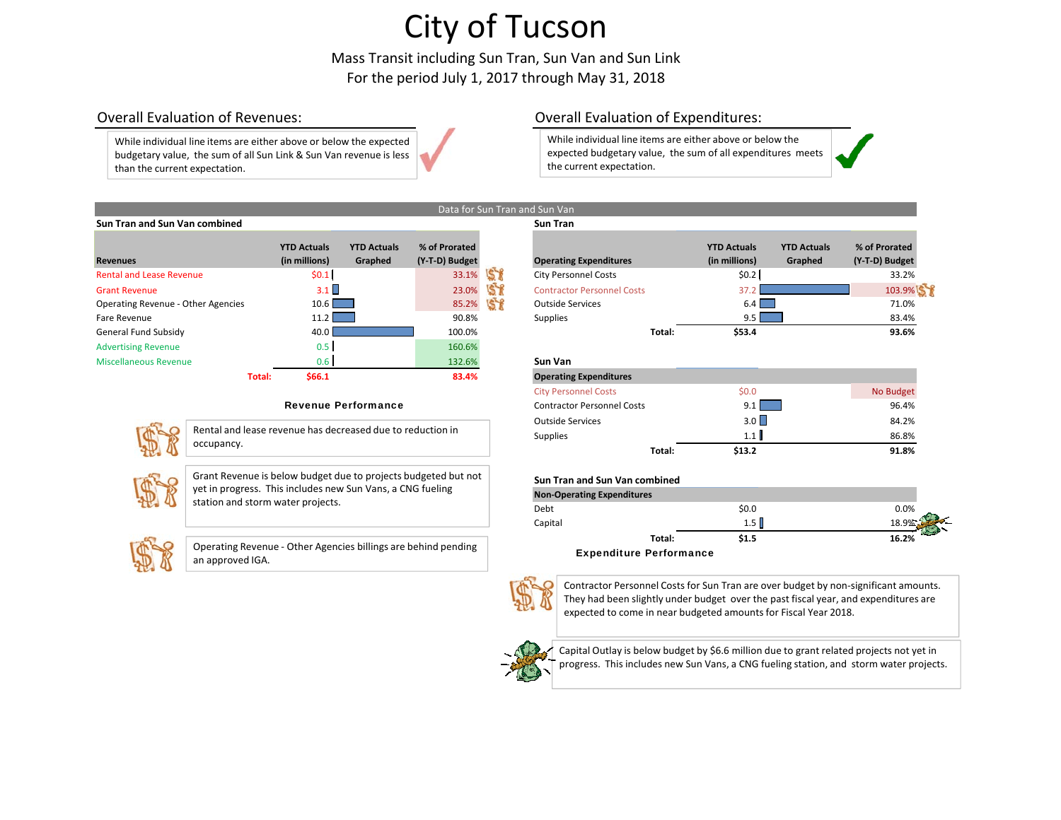# City of Tucson

Mass Transit including Sun Tran, Sun Van and Sun Link

For the period July 1, 2017 through May 31, 2018

## Overall Evaluation of Revenues:

While individual line items are either above or below the expected budgetary value, the sum of all Sun Link & Sun Van revenue is less than the current expectation.

## Overall Evaluation of Expenditures:

While individual line items are either above or below the expected budgetary value, the sum of all expenditures meets the current expectation.

### Data for Sun Tran and Sun Van

**Sun Tran and Sun Van combined**

| Revenues | YTD Actuals (in millions) | YTD Actuals Graphed | % of Prorated (Y-T-D) Budget |
|---|---|---|---|
| Rental and Lease Revenue | $0.1 | | 33.1% |
| Grant Revenue | 3.1 | | 23.0% |
| Operating Revenue - Other Agencies | 10.6 | | 85.2% |
| Fare Revenue | 11.2 | | 90.8% |
| General Fund Subsidy | 40.0 | | 100.0% |
| Advertising Revenue | 0.5 | | 160.6% |
| Miscellaneous Revenue | 0.6 | | 132.6% |
| **Total:** | **$66.1** | | **83.4%** |

**Sun Tran**

| Operating Expenditures | YTD Actuals (in millions) | YTD Actuals Graphed | % of Prorated (Y-T-D) Budget |
|---|---|---|---|
| City Personnel Costs | $0.2 | | 33.2% |
| Contractor Personnel Costs | 37.2 | | 103.9% |
| Outside Services | 6.4 | | 71.0% |
| Supplies | 9.5 | | 83.4% |
| **Total:** | **$53.4** | | **93.6%** |

**Sun Van**

| Operating Expenditures | YTD Actuals (in millions) | YTD Actuals Graphed | % of Prorated (Y-T-D) Budget |
|---|---|---|---|
| City Personnel Costs | $0.0 | | No Budget |
| Contractor Personnel Costs | 9.1 | | 96.4% |
| Outside Services | 3.0 | | 84.2% |
| Supplies | 1.1 | | 86.8% |
| **Total:** | **$13.2** | | **91.8%** |

**Sun Tran and Sun Van combined**

| Non-Operating Expenditures | YTD Actuals (in millions) | YTD Actuals Graphed | % of Prorated (Y-T-D) Budget |
|---|---|---|---|
| Debt | $0.0 | | 0.0% |
| Capital | 1.5 | | 18.9% |
| **Total:** | **$1.5** | | **16.2%** |

### Revenue Performance

Rental and lease revenue has decreased due to reduction in occupancy.

Grant Revenue is below budget due to projects budgeted but not yet in progress. This includes new Sun Vans, a CNG fueling station and storm water projects.

Operating Revenue - Other Agencies billings are behind pending an approved IGA.

### Expenditure Performance

Contractor Personnel Costs for Sun Tran are over budget by non-significant amounts. They had been slightly under budget over the past fiscal year, and expenditures are expected to come in near budgeted amounts for Fiscal Year 2018.

Capital Outlay is below budget by $6.6 million due to grant related projects not yet in progress. This includes new Sun Vans, a CNG fueling station, and storm water projects.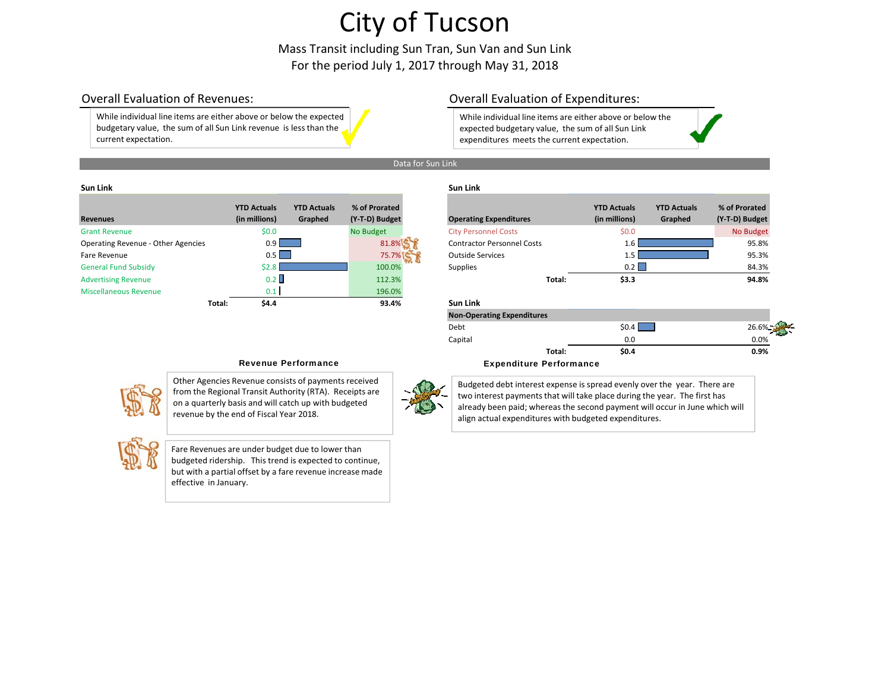# City of Tucson

Mass Transit including Sun Tran, Sun Van and Sun Link
For the period July 1, 2017 through May 31, 2018

## Overall Evaluation of Revenues:

While individual line items are either above or below the expected budgetary value, the sum of all Sun Link revenue is less than the current expectation.

## Overall Evaluation of Expenditures:

While individual line items are either above or below the expected budgetary value, the sum of all Sun Link expenditures meets the current expectation.

### Data for Sun Link

**Sun Link**

| Revenues | YTD Actuals (in millions) | YTD Actuals Graphed | % of Prorated (Y-T-D) Budget |
|---|---|---|---|
| Grant Revenue | $0.0 | | No Budget |
| Operating Revenue - Other Agencies | 0.9 | | 81.8% |
| Fare Revenue | 0.5 | | 75.7% |
| General Fund Subsidy | $2.8 | | 100.0% |
| Advertising Revenue | 0.2 | | 112.3% |
| Miscellaneous Revenue | 0.1 | | 196.0% |
| **Total:** | **$4.4** | | **93.4%** |

**Sun Link**

| Operating Expenditures | YTD Actuals (in millions) | YTD Actuals Graphed | % of Prorated (Y-T-D) Budget |
|---|---|---|---|
| City Personnel Costs | $0.0 | | No Budget |
| Contractor Personnel Costs | 1.6 | | 95.8% |
| Outside Services | 1.5 | | 95.3% |
| Supplies | 0.2 | | 84.3% |
| **Total:** | **$3.3** | | **94.8%** |

**Sun Link**

| Non-Operating Expenditures | YTD Actuals (in millions) | YTD Actuals Graphed | % of Prorated (Y-T-D) Budget |
|---|---|---|---|
| Debt | $0.4 | | 26.6% |
| Capital | 0.0 | | 0.0% |
| **Total:** | **$0.4** | | **0.9%** |

### Revenue Performance

Other Agencies Revenue consists of payments received from the Regional Transit Authority (RTA). Receipts are on a quarterly basis and will catch up with budgeted revenue by the end of Fiscal Year 2018.

Fare Revenues are under budget due to lower than budgeted ridership. This trend is expected to continue, but with a partial offset by a fare revenue increase made effective in January.

### Expenditure Performance

Budgeted debt interest expense is spread evenly over the year. There are two interest payments that will take place during the year. The first has already been paid; whereas the second payment will occur in June which will align actual expenditures with budgeted expenditures.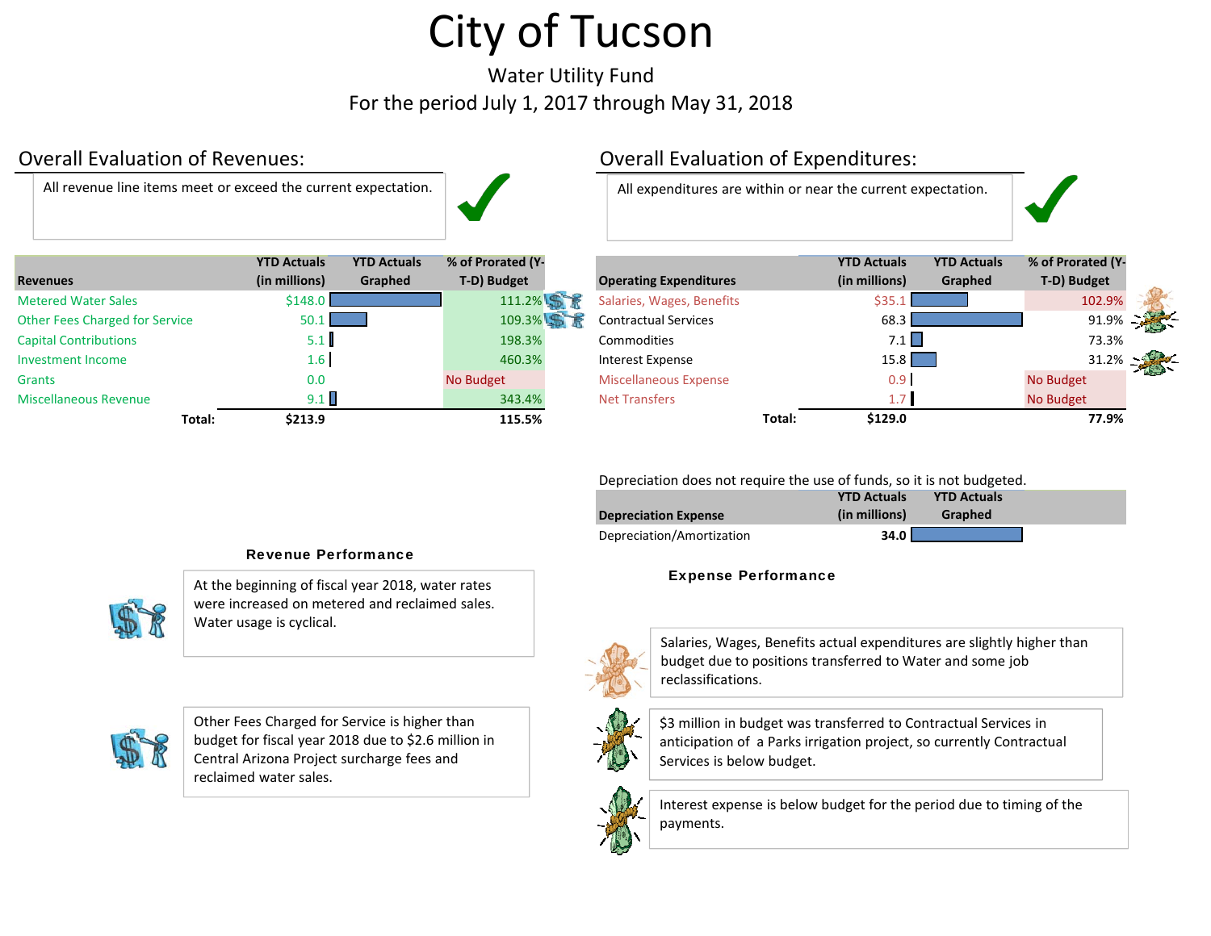# City of Tucson

Water Utility Fund

For the period July 1, 2017 through May 31, 2018

## Overall Evaluation of Revenues:

All revenue line items meet or exceed the current expectation.

| Revenues | YTD Actuals (in millions) | YTD Actuals Graphed | % of Prorated (Y-T-D) Budget |
|---|---|---|---|
| Metered Water Sales | $148.0 | | 111.2% |
| Other Fees Charged for Service | 50.1 | | 109.3% |
| Capital Contributions | 5.1 | | 198.3% |
| Investment Income | 1.6 | | 460.3% |
| Grants | 0.0 | | No Budget |
| Miscellaneous Revenue | 9.1 | | 343.4% |
| Total: | $213.9 | | 115.5% |

## Overall Evaluation of Expenditures:

All expenditures are within or near the current expectation.

| Operating Expenditures | YTD Actuals (in millions) | YTD Actuals Graphed | % of Prorated (Y-T-D) Budget |
|---|---|---|---|
| Salaries, Wages, Benefits | $35.1 | | 102.9% |
| Contractual Services | 68.3 | | 91.9% |
| Commodities | 7.1 | | 73.3% |
| Interest Expense | 15.8 | | 31.2% |
| Miscellaneous Expense | 0.9 | | No Budget |
| Net Transfers | 1.7 | | No Budget |
| Total: | $129.0 | | 77.9% |

Depreciation does not require the use of funds, so it is not budgeted.

| Depreciation Expense | YTD Actuals (in millions) | YTD Actuals Graphed |
|---|---|---|
| Depreciation/Amortization | 34.0 | |

### Revenue Performance

At the beginning of fiscal year 2018, water rates were increased on metered and reclaimed sales. Water usage is cyclical.

Other Fees Charged for Service is higher than budget for fiscal year 2018 due to $2.6 million in Central Arizona Project surcharge fees and reclaimed water sales.

### Expense Performance

Salaries, Wages, Benefits actual expenditures are slightly higher than budget due to positions transferred to Water and some job reclassifications.

$3 million in budget was transferred to Contractual Services in anticipation of a Parks irrigation project, so currently Contractual Services is below budget.

Interest expense is below budget for the period due to timing of the payments.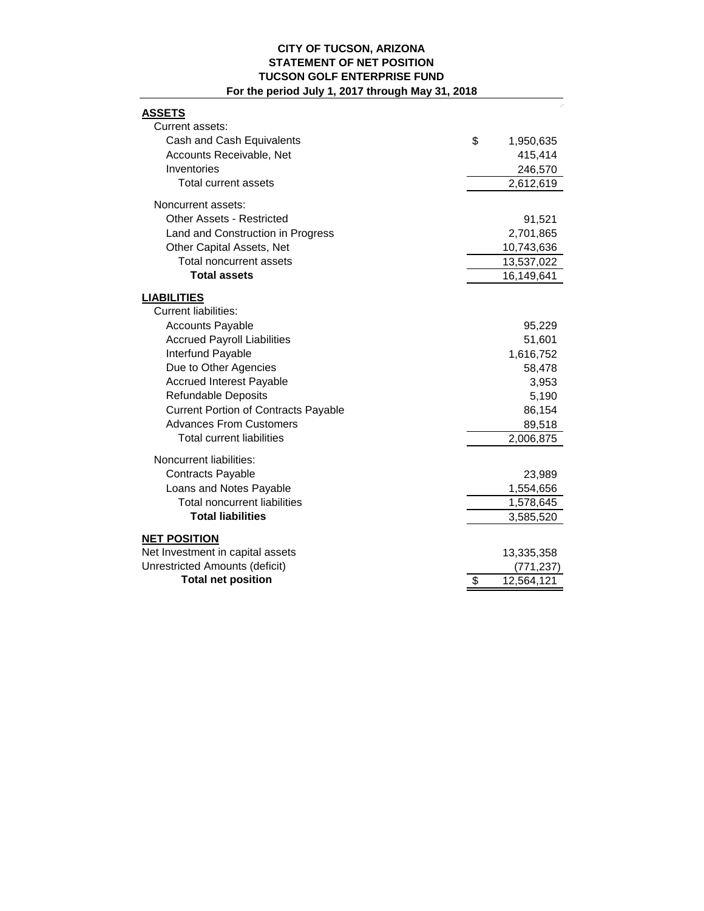# CITY OF TUCSON, ARIZONA
## STATEMENT OF NET POSITION
## TUCSON GOLF ENTERPRISE FUND
### For the period July 1, 2017 through May 31, 2018

| | | |
|---|---|---|
| **ASSETS** | | |
| Current assets: | | |
| Cash and Cash Equivalents | $ | 1,950,635 |
| Accounts Receivable, Net | | 415,414 |
| Inventories | | 246,570 |
| Total current assets | | 2,612,619 |
| Noncurrent assets: | | |
| Other Assets - Restricted | | 91,521 |
| Land and Construction in Progress | | 2,701,865 |
| Other Capital Assets, Net | | 10,743,636 |
| Total noncurrent assets | | 13,537,022 |
| **Total assets** | | 16,149,641 |
| **LIABILITIES** | | |
| Current liabilities: | | |
| Accounts Payable | | 95,229 |
| Accrued Payroll Liabilities | | 51,601 |
| Interfund Payable | | 1,616,752 |
| Due to Other Agencies | | 58,478 |
| Accrued Interest Payable | | 3,953 |
| Refundable Deposits | | 5,190 |
| Current Portion of Contracts Payable | | 86,154 |
| Advances From Customers | | 89,518 |
| Total current liabilities | | 2,006,875 |
| Noncurrent liabilities: | | |
| Contracts Payable | | 23,989 |
| Loans and Notes Payable | | 1,554,656 |
| Total noncurrent liabilities | | 1,578,645 |
| **Total liabilities** | | 3,585,520 |
| **NET POSITION** | | |
| Net Investment in capital assets | | 13,335,358 |
| Unrestricted Amounts (deficit) | | (771,237) |
| **Total net position** | $ | 12,564,121 |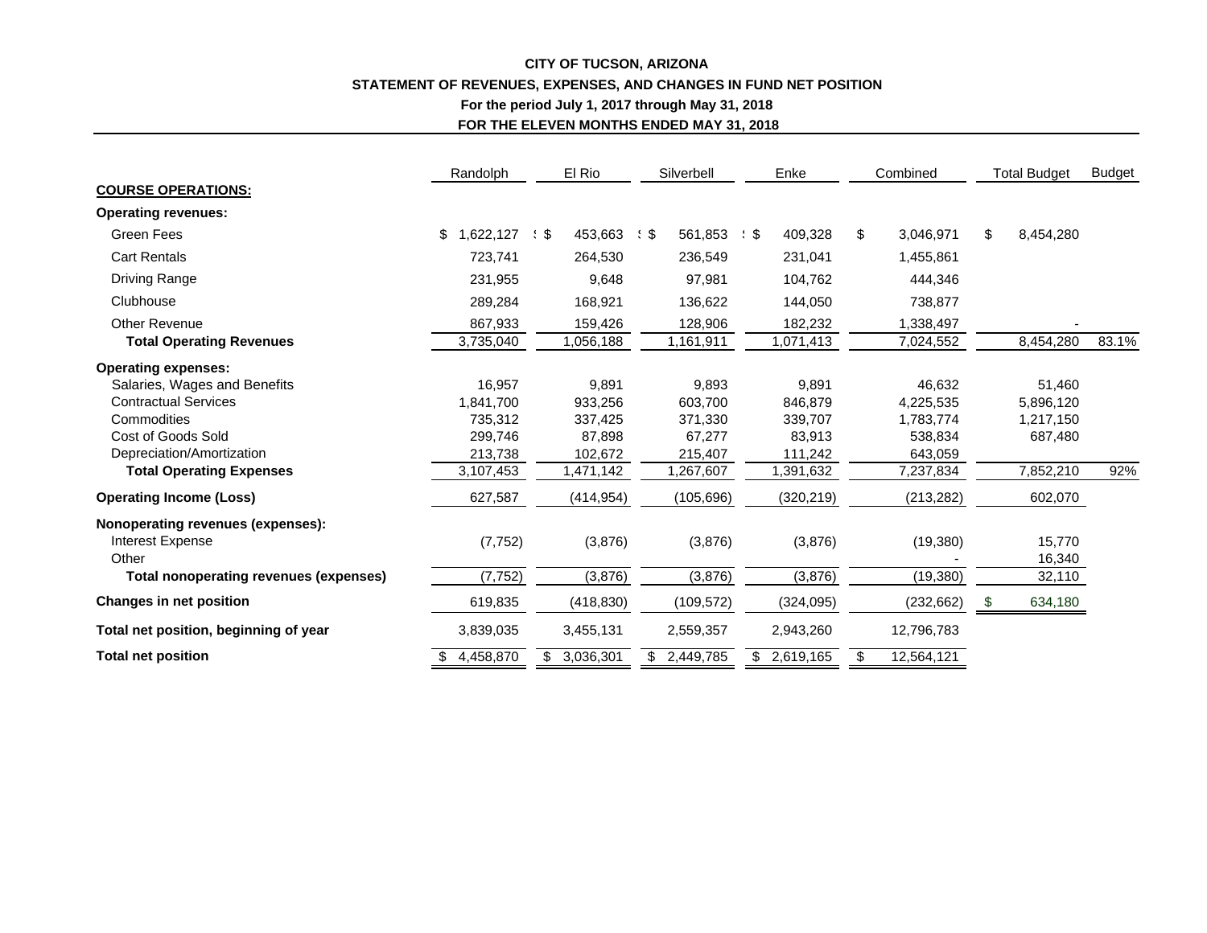**CITY OF TUCSON, ARIZONA**

**STATEMENT OF REVENUES, EXPENSES, AND CHANGES IN FUND NET POSITION**

**For the period July 1, 2017 through May 31, 2018**

**FOR THE ELEVEN MONTHS ENDED MAY 31, 2018**

| | Randolph | El Rio | Silverbell | Enke | Combined | Total Budget | Budget |
|---|---|---|---|---|---|---|---|
| **COURSE OPERATIONS:** | | | | | | | |
| **Operating revenues:** | | | | | | | |
| Green Fees | $ 1,622,127 | $ 453,663 | $ 561,853 | $ 409,328 | $ 3,046,971 | $ 8,454,280 | |
| Cart Rentals | 723,741 | 264,530 | 236,549 | 231,041 | 1,455,861 | | |
| Driving Range | 231,955 | 9,648 | 97,981 | 104,762 | 444,346 | | |
| Clubhouse | 289,284 | 168,921 | 136,622 | 144,050 | 738,877 | | |
| Other Revenue | 867,933 | 159,426 | 128,906 | 182,232 | 1,338,497 | - | |
| **Total Operating Revenues** | 3,735,040 | 1,056,188 | 1,161,911 | 1,071,413 | 7,024,552 | 8,454,280 | 83.1% |
| **Operating expenses:** | | | | | | | |
| Salaries, Wages and Benefits | 16,957 | 9,891 | 9,893 | 9,891 | 46,632 | 51,460 | |
| Contractual Services | 1,841,700 | 933,256 | 603,700 | 846,879 | 4,225,535 | 5,896,120 | |
| Commodities | 735,312 | 337,425 | 371,330 | 339,707 | 1,783,774 | 1,217,150 | |
| Cost of Goods Sold | 299,746 | 87,898 | 67,277 | 83,913 | 538,834 | 687,480 | |
| Depreciation/Amortization | 213,738 | 102,672 | 215,407 | 111,242 | 643,059 | | |
| **Total Operating Expenses** | 3,107,453 | 1,471,142 | 1,267,607 | 1,391,632 | 7,237,834 | 7,852,210 | 92% |
| **Operating Income (Loss)** | 627,587 | (414,954) | (105,696) | (320,219) | (213,282) | 602,070 | |
| **Nonoperating revenues (expenses):** | | | | | | | |
| Interest Expense | (7,752) | (3,876) | (3,876) | (3,876) | (19,380) | 15,770 | |
| Other | | | | | - | 16,340 | |
| **Total nonoperating revenues (expenses)** | (7,752) | (3,876) | (3,876) | (3,876) | (19,380) | 32,110 | |
| **Changes in net position** | 619,835 | (418,830) | (109,572) | (324,095) | (232,662) | $ 634,180 | |
| **Total net position, beginning of year** | 3,839,035 | 3,455,131 | 2,559,357 | 2,943,260 | 12,796,783 | | |
| **Total net position** | $ 4,458,870 | $ 3,036,301 | $ 2,449,785 | $ 2,619,165 | $ 12,564,121 | | |